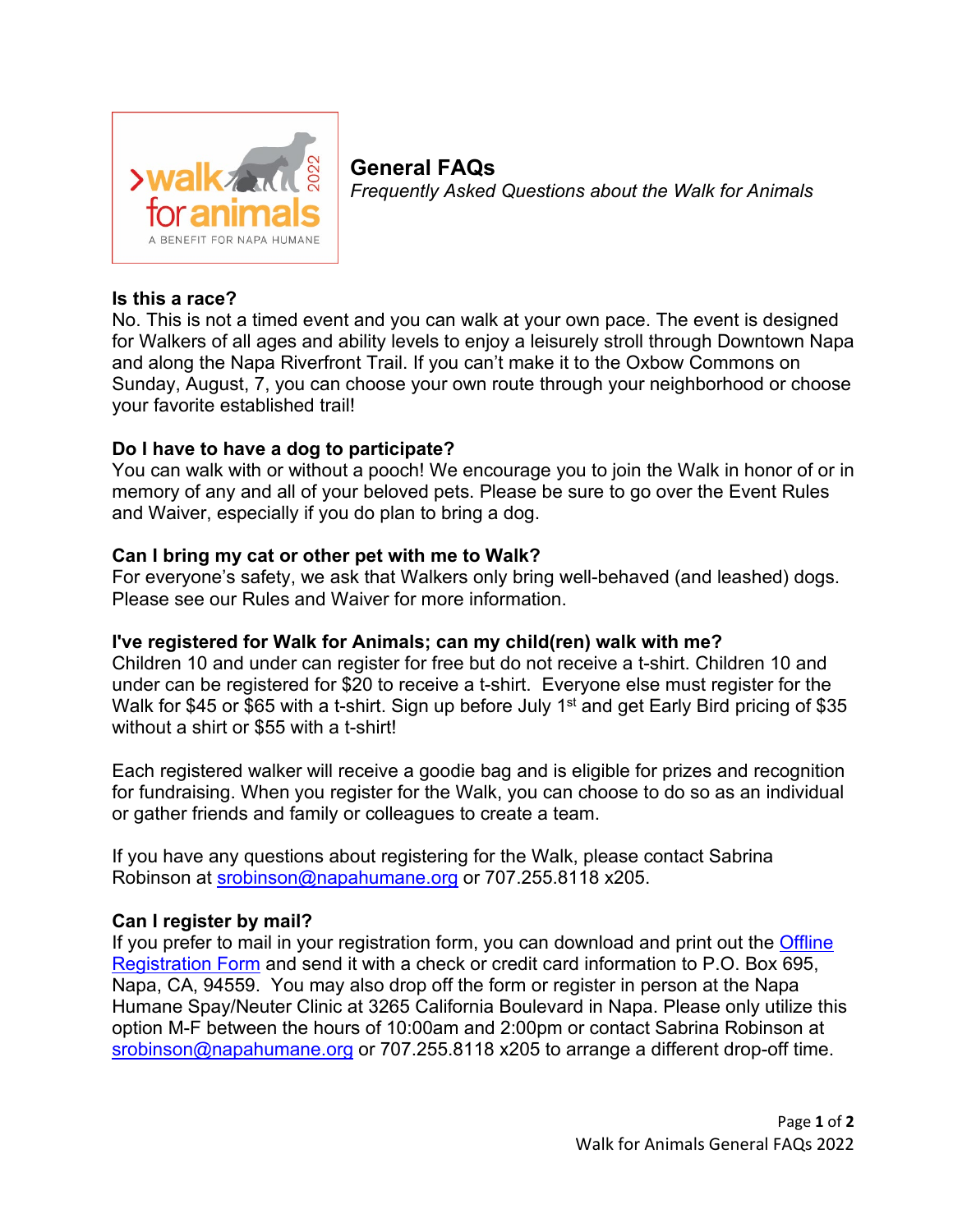# General FAQs

*Frequently Asked Questions about the Walk for Animals*

**Is this a race?**

No. This is not a timed event and you can walk at your own pace. The event is designed for Walkers of all ages and ability levels to enjoy a leisurely stroll through Downtown Napa and along the Napa Riverfront Trail. If you can't make it to the Oxbow Commons on Sunday, August, 7, you can choose your own route through your neighborhood or choose your favorite established trail!

**Do I have to have a dog to participate?**

You can walk with or without a pooch! We encourage you to join the Walk in honor of or in memory of any and all of your beloved pets. Please be sure to go over the Event Rules and Waiver, especially if you do plan to bring a dog.

**Can I bring my cat or other pet with me to Walk?**

For everyone's safety, we ask that Walkers only bring well-behaved (and leashed) dogs. Please see our Rules and Waiver for more information.

**I've registered for Walk for Animals; can my child(ren) walk with me?**

Children 10 and under can register for free but do not receive a t-shirt. Children 10 and under can be registered for $20 to receive a t-shirt. Everyone else must register for the Walk for $45 or $65 with a t-shirt. Sign up before July 1st and get Early Bird pricing of $35 without a shirt or $55 with a t-shirt!

Each registered walker will receive a goodie bag and is eligible for prizes and recognition for fundraising. When you register for the Walk, you can choose to do so as an individual or gather friends and family or colleagues to create a team.

If you have any questions about registering for the Walk, please contact Sabrina Robinson at srobinson@napahumane.org or 707.255.8118 x205.

**Can I register by mail?**

If you prefer to mail in your registration form, you can download and print out the Offline Registration Form and send it with a check or credit card information to P.O. Box 695, Napa, CA, 94559. You may also drop off the form or register in person at the Napa Humane Spay/Neuter Clinic at 3265 California Boulevard in Napa. Please only utilize this option M-F between the hours of 10:00am and 2:00pm or contact Sabrina Robinson at srobinson@napahumane.org or 707.255.8118 x205 to arrange a different drop-off time.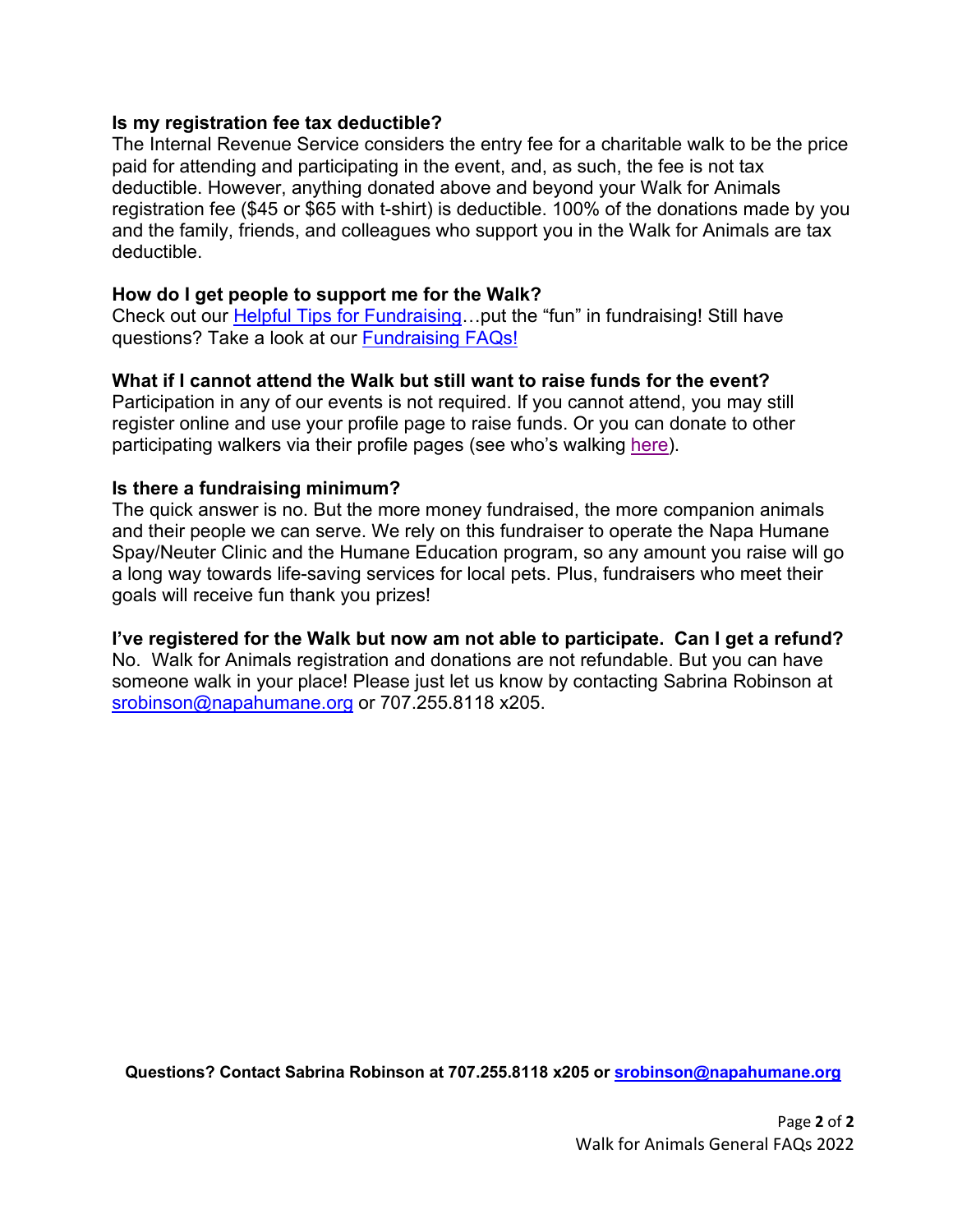**Is my registration fee tax deductible?**

The Internal Revenue Service considers the entry fee for a charitable walk to be the price paid for attending and participating in the event, and, as such, the fee is not tax deductible. However, anything donated above and beyond your Walk for Animals registration fee ($45 or $65 with t-shirt) is deductible. 100% of the donations made by you and the family, friends, and colleagues who support you in the Walk for Animals are tax deductible.

**How do I get people to support me for the Walk?**

Check out our Helpful Tips for Fundraising…put the "fun" in fundraising! Still have questions? Take a look at our Fundraising FAQs!

**What if I cannot attend the Walk but still want to raise funds for the event?**

Participation in any of our events is not required. If you cannot attend, you may still register online and use your profile page to raise funds. Or you can donate to other participating walkers via their profile pages (see who's walking here).

**Is there a fundraising minimum?**

The quick answer is no. But the more money fundraised, the more companion animals and their people we can serve. We rely on this fundraiser to operate the Napa Humane Spay/Neuter Clinic and the Humane Education program, so any amount you raise will go a long way towards life-saving services for local pets. Plus, fundraisers who meet their goals will receive fun thank you prizes!

**I've registered for the Walk but now am not able to participate. Can I get a refund?**

No. Walk for Animals registration and donations are not refundable. But you can have someone walk in your place! Please just let us know by contacting Sabrina Robinson at srobinson@napahumane.org or 707.255.8118 x205.

**Questions? Contact Sabrina Robinson at 707.255.8118 x205 or srobinson@napahumane.org**